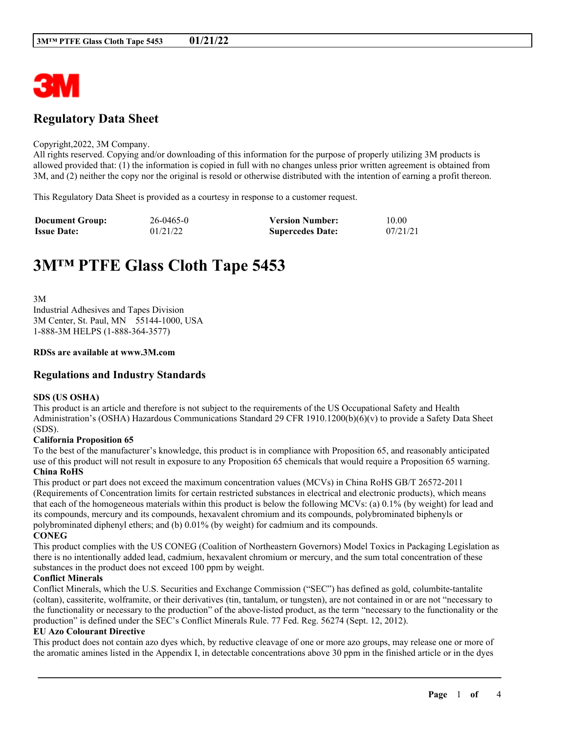# Regulatory Data Sheet

Copyright,2022, 3M Company.
All rights reserved. Copying and/or downloading of this information for the purpose of properly utilizing 3M products is allowed provided that: (1) the information is copied in full with no changes unless prior written agreement is obtained from 3M, and (2) neither the copy nor the original is resold or otherwise distributed with the intention of earning a profit thereon.

This Regulatory Data Sheet is provided as a courtesy in response to a customer request.

| **Document Group:** | 26-0465-0 | **Version Number:** | 10.00 |
|---|---|---|---|
| **Issue Date:** | 01/21/22 | **Supercedes Date:** | 07/21/21 |

# 3M™ PTFE Glass Cloth Tape 5453

3M
Industrial Adhesives and Tapes Division
3M Center, St. Paul, MN 55144-1000, USA
1-888-3M HELPS (1-888-364-3577)

**RDSs are available at www.3M.com**

## Regulations and Industry Standards

**SDS (US OSHA)**
This product is an article and therefore is not subject to the requirements of the US Occupational Safety and Health Administration's (OSHA) Hazardous Communications Standard 29 CFR 1910.1200(b)(6)(v) to provide a Safety Data Sheet (SDS).

**California Proposition 65**
To the best of the manufacturer's knowledge, this product is in compliance with Proposition 65, and reasonably anticipated use of this product will not result in exposure to any Proposition 65 chemicals that would require a Proposition 65 warning.

**China RoHS**
This product or part does not exceed the maximum concentration values (MCVs) in China RoHS GB/T 26572-2011 (Requirements of Concentration limits for certain restricted substances in electrical and electronic products), which means that each of the homogeneous materials within this product is below the following MCVs: (a) 0.1% (by weight) for lead and its compounds, mercury and its compounds, hexavalent chromium and its compounds, polybrominated biphenyls or polybrominated diphenyl ethers; and (b) 0.01% (by weight) for cadmium and its compounds.

**CONEG**
This product complies with the US CONEG (Coalition of Northeastern Governors) Model Toxics in Packaging Legislation as there is no intentionally added lead, cadmium, hexavalent chromium or mercury, and the sum total concentration of these substances in the product does not exceed 100 ppm by weight.

**Conflict Minerals**
Conflict Minerals, which the U.S. Securities and Exchange Commission ("SEC") has defined as gold, columbite-tantalite (coltan), cassiterite, wolframite, or their derivatives (tin, tantalum, or tungsten), are not contained in or are not "necessary to the functionality or necessary to the production" of the above-listed product, as the term "necessary to the functionality or the production" is defined under the SEC's Conflict Minerals Rule. 77 Fed. Reg. 56274 (Sept. 12, 2012).

**EU Azo Colourant Directive**
This product does not contain azo dyes which, by reductive cleavage of one or more azo groups, may release one or more of the aromatic amines listed in the Appendix I, in detectable concentrations above 30 ppm in the finished article or in the dyes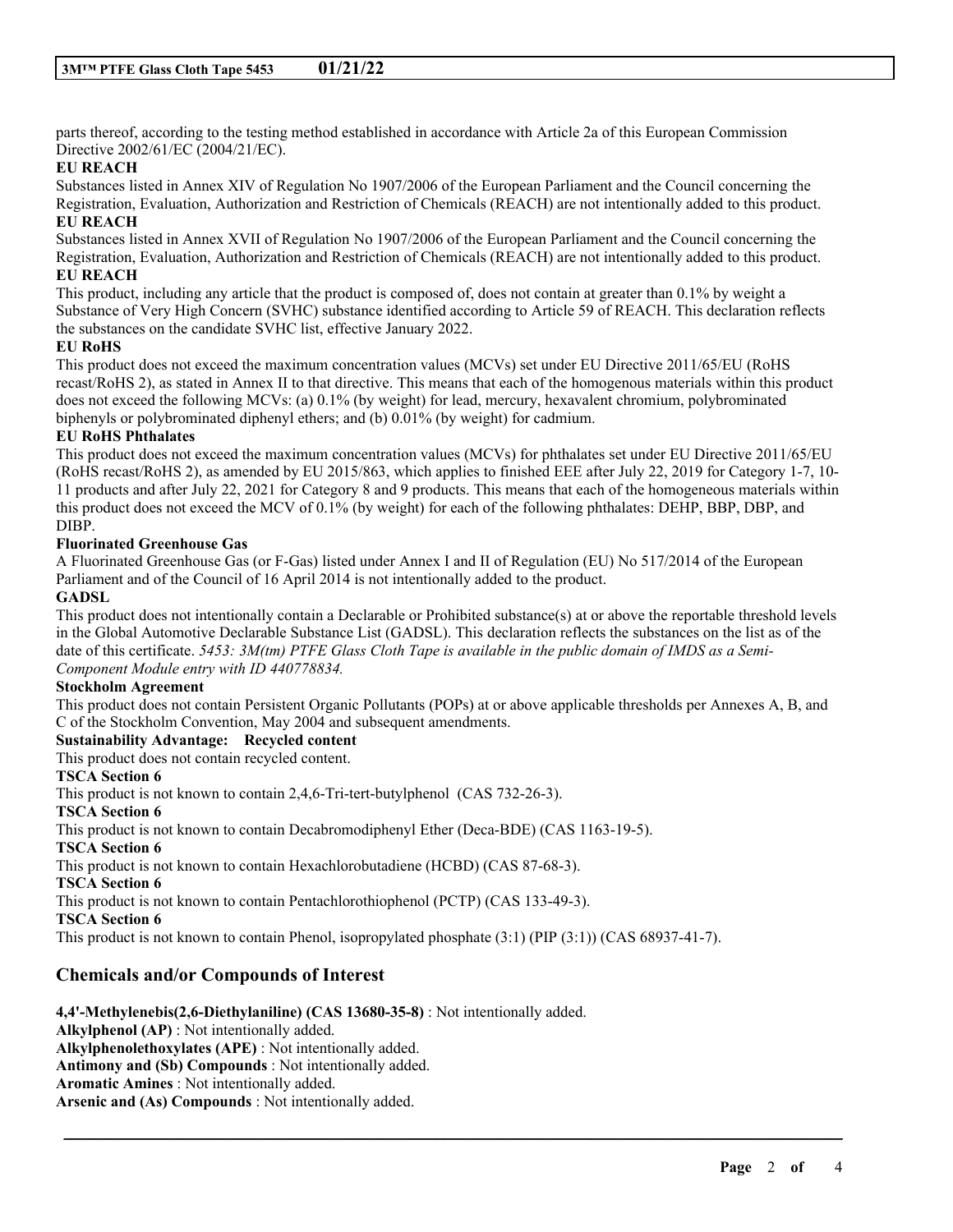parts thereof, according to the testing method established in accordance with Article 2a of this European Commission Directive 2002/61/EC (2004/21/EC).

**EU REACH**

Substances listed in Annex XIV of Regulation No 1907/2006 of the European Parliament and the Council concerning the Registration, Evaluation, Authorization and Restriction of Chemicals (REACH) are not intentionally added to this product.

**EU REACH**

Substances listed in Annex XVII of Regulation No 1907/2006 of the European Parliament and the Council concerning the Registration, Evaluation, Authorization and Restriction of Chemicals (REACH) are not intentionally added to this product.

**EU REACH**

This product, including any article that the product is composed of, does not contain at greater than 0.1% by weight a Substance of Very High Concern (SVHC) substance identified according to Article 59 of REACH. This declaration reflects the substances on the candidate SVHC list, effective January 2022.

**EU RoHS**

This product does not exceed the maximum concentration values (MCVs) set under EU Directive 2011/65/EU (RoHS recast/RoHS 2), as stated in Annex II to that directive. This means that each of the homogenous materials within this product does not exceed the following MCVs: (a) 0.1% (by weight) for lead, mercury, hexavalent chromium, polybrominated biphenyls or polybrominated diphenyl ethers; and (b) 0.01% (by weight) for cadmium.

**EU RoHS Phthalates**

This product does not exceed the maximum concentration values (MCVs) for phthalates set under EU Directive 2011/65/EU (RoHS recast/RoHS 2), as amended by EU 2015/863, which applies to finished EEE after July 22, 2019 for Category 1-7, 10-11 products and after July 22, 2021 for Category 8 and 9 products. This means that each of the homogeneous materials within this product does not exceed the MCV of 0.1% (by weight) for each of the following phthalates: DEHP, BBP, DBP, and DIBP.

**Fluorinated Greenhouse Gas**

A Fluorinated Greenhouse Gas (or F-Gas) listed under Annex I and II of Regulation (EU) No 517/2014 of the European Parliament and of the Council of 16 April 2014 is not intentionally added to the product.

**GADSL**

This product does not intentionally contain a Declarable or Prohibited substance(s) at or above the reportable threshold levels in the Global Automotive Declarable Substance List (GADSL). This declaration reflects the substances on the list as of the date of this certificate. *5453: 3M(tm) PTFE Glass Cloth Tape is available in the public domain of IMDS as a Semi-Component Module entry with ID 440778834.*

**Stockholm Agreement**

This product does not contain Persistent Organic Pollutants (POPs) at or above applicable thresholds per Annexes A, B, and C of the Stockholm Convention, May 2004 and subsequent amendments.

**Sustainability Advantage: Recycled content**

This product does not contain recycled content.

**TSCA Section 6**

This product is not known to contain 2,4,6-Tri-tert-butylphenol (CAS 732-26-3).

**TSCA Section 6**

This product is not known to contain Decabromodiphenyl Ether (Deca-BDE) (CAS 1163-19-5).

**TSCA Section 6**

This product is not known to contain Hexachlorobutadiene (HCBD) (CAS 87-68-3).

**TSCA Section 6**

This product is not known to contain Pentachlorothiophenol (PCTP) (CAS 133-49-3).

**TSCA Section 6**

This product is not known to contain Phenol, isopropylated phosphate (3:1) (PIP (3:1)) (CAS 68937-41-7).

## Chemicals and/or Compounds of Interest

**4,4'-Methylenebis(2,6-Diethylaniline) (CAS 13680-35-8)** : Not intentionally added.
**Alkylphenol (AP)** : Not intentionally added.
**Alkylphenolethoxylates (APE)** : Not intentionally added.
**Antimony and (Sb) Compounds** : Not intentionally added.
**Aromatic Amines** : Not intentionally added.
**Arsenic and (As) Compounds** : Not intentionally added.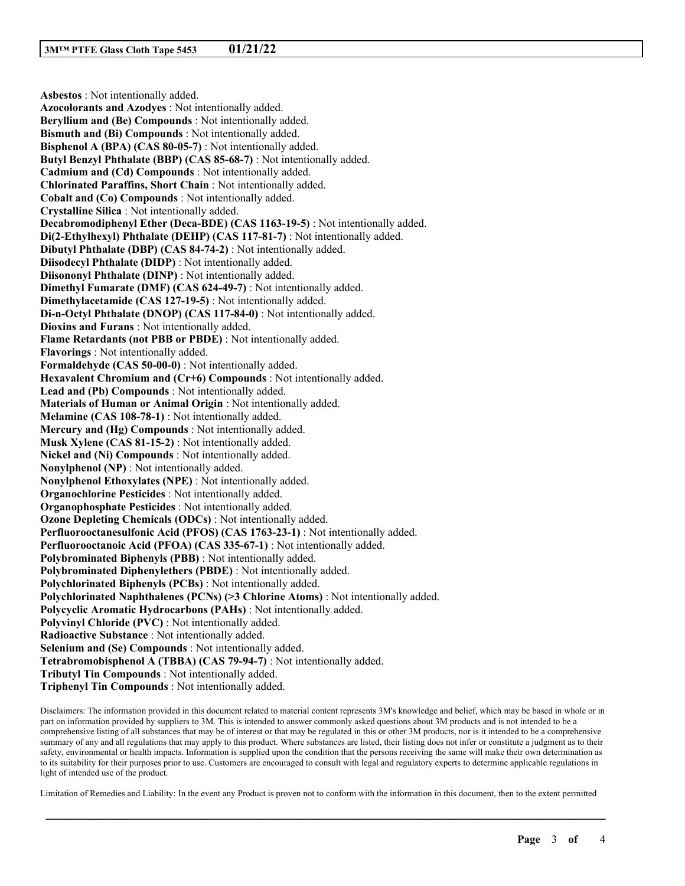**Asbestos** : Not intentionally added.
**Azocolorants and Azodyes** : Not intentionally added.
**Beryllium and (Be) Compounds** : Not intentionally added.
**Bismuth and (Bi) Compounds** : Not intentionally added.
**Bisphenol A (BPA) (CAS 80-05-7)** : Not intentionally added.
**Butyl Benzyl Phthalate (BBP) (CAS 85-68-7)** : Not intentionally added.
**Cadmium and (Cd) Compounds** : Not intentionally added.
**Chlorinated Paraffins, Short Chain** : Not intentionally added.
**Cobalt and (Co) Compounds** : Not intentionally added.
**Crystalline Silica** : Not intentionally added.
**Decabromodiphenyl Ether (Deca-BDE) (CAS 1163-19-5)** : Not intentionally added.
**Di(2-Ethylhexyl) Phthalate (DEHP) (CAS 117-81-7)** : Not intentionally added.
**Dibutyl Phthalate (DBP) (CAS 84-74-2)** : Not intentionally added.
**Diisodecyl Phthalate (DIDP)** : Not intentionally added.
**Diisononyl Phthalate (DINP)** : Not intentionally added.
**Dimethyl Fumarate (DMF) (CAS 624-49-7)** : Not intentionally added.
**Dimethylacetamide (CAS 127-19-5)** : Not intentionally added.
**Di-n-Octyl Phthalate (DNOP) (CAS 117-84-0)** : Not intentionally added.
**Dioxins and Furans** : Not intentionally added.
**Flame Retardants (not PBB or PBDE)** : Not intentionally added.
**Flavorings** : Not intentionally added.
**Formaldehyde (CAS 50-00-0)** : Not intentionally added.
**Hexavalent Chromium and (Cr+6) Compounds** : Not intentionally added.
**Lead and (Pb) Compounds** : Not intentionally added.
**Materials of Human or Animal Origin** : Not intentionally added.
**Melamine (CAS 108-78-1)** : Not intentionally added.
**Mercury and (Hg) Compounds** : Not intentionally added.
**Musk Xylene (CAS 81-15-2)** : Not intentionally added.
**Nickel and (Ni) Compounds** : Not intentionally added.
**Nonylphenol (NP)** : Not intentionally added.
**Nonylphenol Ethoxylates (NPE)** : Not intentionally added.
**Organochlorine Pesticides** : Not intentionally added.
**Organophosphate Pesticides** : Not intentionally added.
**Ozone Depleting Chemicals (ODCs)** : Not intentionally added.
**Perfluorooctanesulfonic Acid (PFOS) (CAS 1763-23-1)** : Not intentionally added.
**Perfluorooctanoic Acid (PFOA) (CAS 335-67-1)** : Not intentionally added.
**Polybrominated Biphenyls (PBB)** : Not intentionally added.
**Polybrominated Diphenylethers (PBDE)** : Not intentionally added.
**Polychlorinated Biphenyls (PCBs)** : Not intentionally added.
**Polychlorinated Naphthalenes (PCNs) (>3 Chlorine Atoms)** : Not intentionally added.
**Polycyclic Aromatic Hydrocarbons (PAHs)** : Not intentionally added.
**Polyvinyl Chloride (PVC)** : Not intentionally added.
**Radioactive Substance** : Not intentionally added.
**Selenium and (Se) Compounds** : Not intentionally added.
**Tetrabromobisphenol A (TBBA) (CAS 79-94-7)** : Not intentionally added.
**Tributyl Tin Compounds** : Not intentionally added.
**Triphenyl Tin Compounds** : Not intentionally added.

Disclaimers: The information provided in this document related to material content represents 3M's knowledge and belief, which may be based in whole or in part on information provided by suppliers to 3M. This is intended to answer commonly asked questions about 3M products and is not intended to be a comprehensive listing of all substances that may be of interest or that may be regulated in this or other 3M products, nor is it intended to be a comprehensive summary of any and all regulations that may apply to this product. Where substances are listed, their listing does not infer or constitute a judgment as to their safety, environmental or health impacts. Information is supplied upon the condition that the persons receiving the same will make their own determination as to its suitability for their purposes prior to use. Customers are encouraged to consult with legal and regulatory experts to determine applicable regulations in light of intended use of the product.

Limitation of Remedies and Liability: In the event any Product is proven not to conform with the information in this document, then to the extent permitted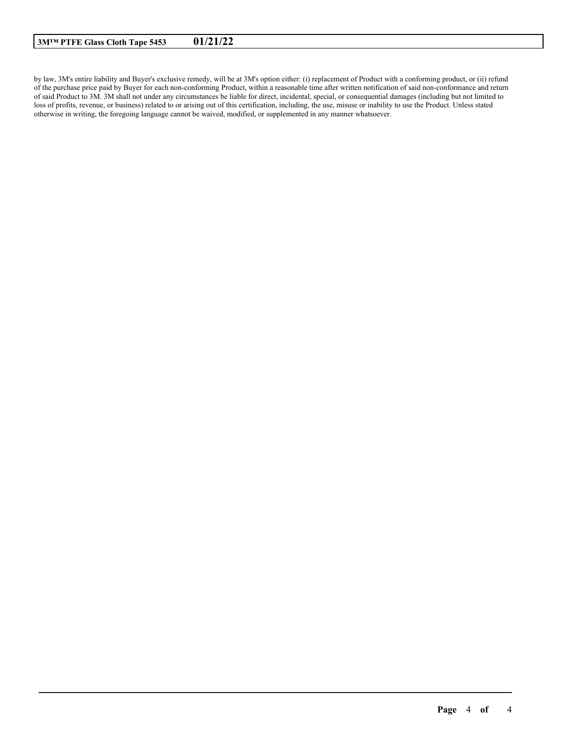by law, 3M's entire liability and Buyer's exclusive remedy, will be at 3M's option either: (i) replacement of Product with a conforming product, or (ii) refund of the purchase price paid by Buyer for each non-conforming Product, within a reasonable time after written notification of said non-conformance and return of said Product to 3M. 3M shall not under any circumstances be liable for direct, incidental, special, or consequential damages (including but not limited to loss of profits, revenue, or business) related to or arising out of this certification, including, the use, misuse or inability to use the Product. Unless stated otherwise in writing, the foregoing language cannot be waived, modified, or supplemented in any manner whatsoever.